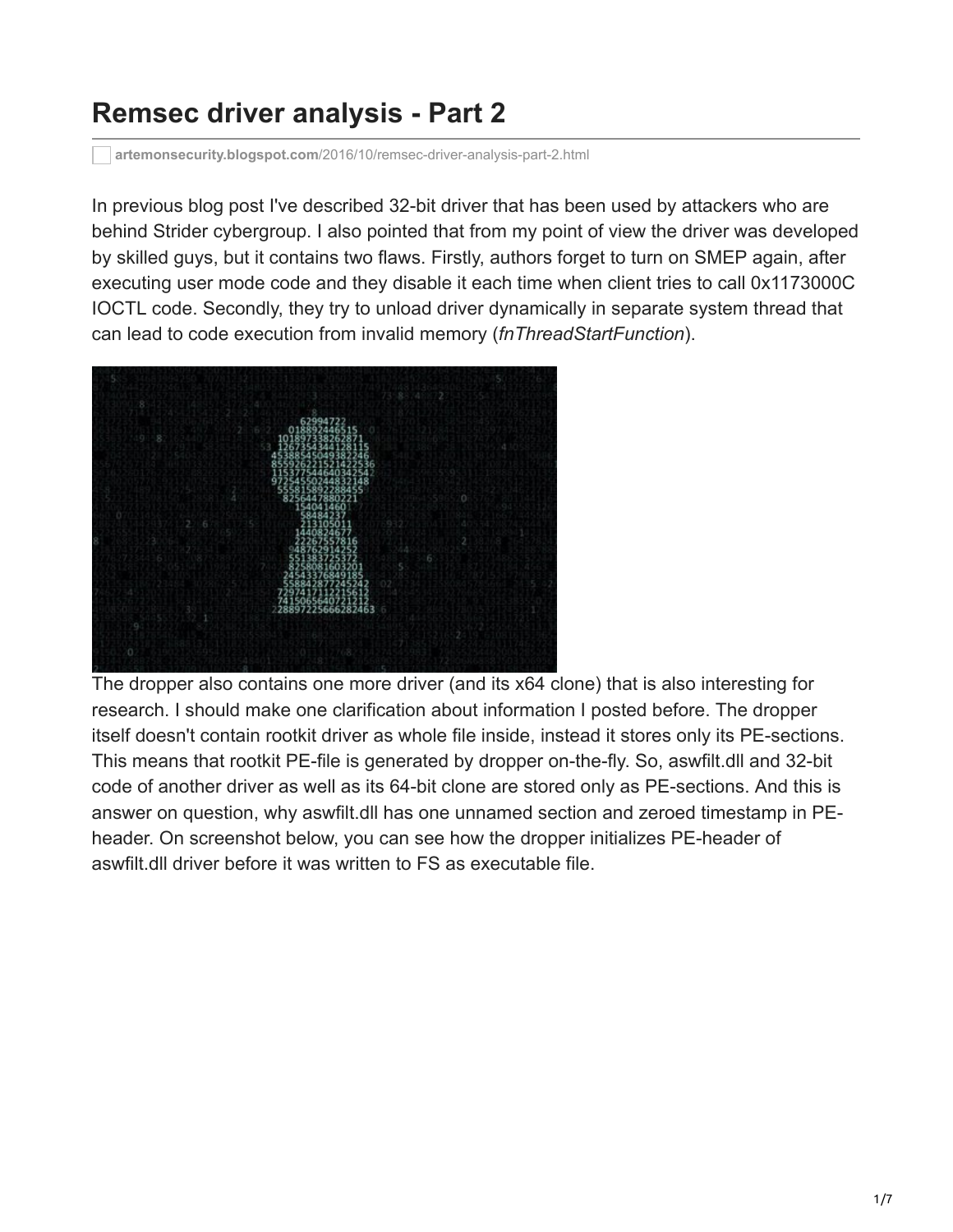# Remsec driver analysis - Part 2

artemonsecurity.blogspot.com/2016/10/remsec-driver-analysis-part-2.html

In previous blog post I've described 32-bit driver that has been used by attackers who are behind Strider cybergroup. I also pointed that from my point of view the driver was developed by skilled guys, but it contains two flaws. Firstly, authors forget to turn on SMEP again, after executing user mode code and they disable it each time when client tries to call 0x1173000C IOCTL code. Secondly, they try to unload driver dynamically in separate system thread that can lead to code execution from invalid memory (*fnThreadStartFunction*).

The dropper also contains one more driver (and its x64 clone) that is also interesting for research. I should make one clarification about information I posted before. The dropper itself doesn't contain rootkit driver as whole file inside, instead it stores only its PE-sections. This means that rootkit PE-file is generated by dropper on-the-fly. So, aswfilt.dll and 32-bit code of another driver as well as its 64-bit clone are stored only as PE-sections. And this is answer on question, why aswfilt.dll has one unnamed section and zeroed timestamp in PE-header. On screenshot below, you can see how the dropper initializes PE-header of aswfilt.dll driver before it was written to FS as executable file.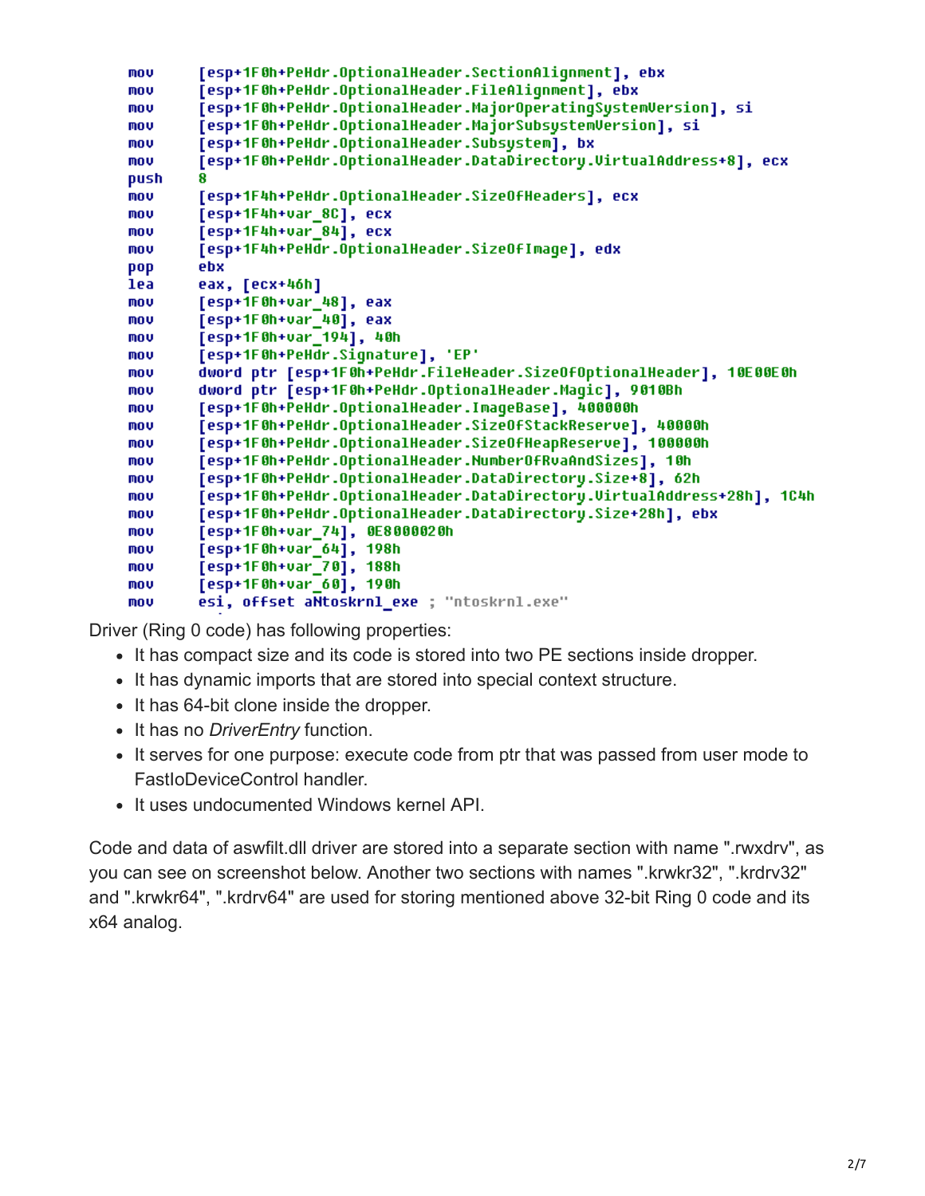```
mov     [esp+1F0h+PeHdr.OptionalHeader.SectionAlignment], ebx
mov     [esp+1F0h+PeHdr.OptionalHeader.FileAlignment], ebx
mov     [esp+1F0h+PeHdr.OptionalHeader.MajorOperatingSystemVersion], si
mov     [esp+1F0h+PeHdr.OptionalHeader.MajorSubsystemVersion], si
mov     [esp+1F0h+PeHdr.OptionalHeader.Subsystem], bx
mov     [esp+1F0h+PeHdr.OptionalHeader.DataDirectory.VirtualAddress+8], ecx
push    8
mov     [esp+1F4h+PeHdr.OptionalHeader.SizeOfHeaders], ecx
mov     [esp+1F4h+var_8C], ecx
mov     [esp+1F4h+var_84], ecx
mov     [esp+1F4h+PeHdr.OptionalHeader.SizeOfImage], edx
pop     ebx
lea     eax, [ecx+46h]
mov     [esp+1F0h+var_48], eax
mov     [esp+1F0h+var_40], eax
mov     [esp+1F0h+var_194], 40h
mov     [esp+1F0h+PeHdr.Signature], 'EP'
mov     dword ptr [esp+1F0h+PeHdr.FileHeader.SizeOfOptionalHeader], 10E00E0h
mov     dword ptr [esp+1F0h+PeHdr.OptionalHeader.Magic], 9010Bh
mov     [esp+1F0h+PeHdr.OptionalHeader.ImageBase], 400000h
mov     [esp+1F0h+PeHdr.OptionalHeader.SizeOfStackReserve], 40000h
mov     [esp+1F0h+PeHdr.OptionalHeader.SizeOfHeapReserve], 100000h
mov     [esp+1F0h+PeHdr.OptionalHeader.NumberOfRvaAndSizes], 10h
mov     [esp+1F0h+PeHdr.OptionalHeader.DataDirectory.Size+8], 62h
mov     [esp+1F0h+PeHdr.OptionalHeader.DataDirectory.VirtualAddress+28h], 1C4h
mov     [esp+1F0h+PeHdr.OptionalHeader.DataDirectory.Size+28h], ebx
mov     [esp+1F0h+var_74], 0E8000020h
mov     [esp+1F0h+var_64], 198h
mov     [esp+1F0h+var_70], 188h
mov     [esp+1F0h+var_60], 190h
mov     esi, offset aNtoskrnl_exe ; "ntoskrnl.exe"
```

Driver (Ring 0 code) has following properties:

- It has compact size and its code is stored into two PE sections inside dropper.
- It has dynamic imports that are stored into special context structure.
- It has 64-bit clone inside the dropper.
- It has no *DriverEntry* function.
- It serves for one purpose: execute code from ptr that was passed from user mode to FastIoDeviceControl handler.
- It uses undocumented Windows kernel API.

Code and data of aswfilt.dll driver are stored into a separate section with name ".rwxdrv", as you can see on screenshot below. Another two sections with names ".krwkr32", ".krdrv32" and ".krwkr64", ".krdrv64" are used for storing mentioned above 32-bit Ring 0 code and its x64 analog.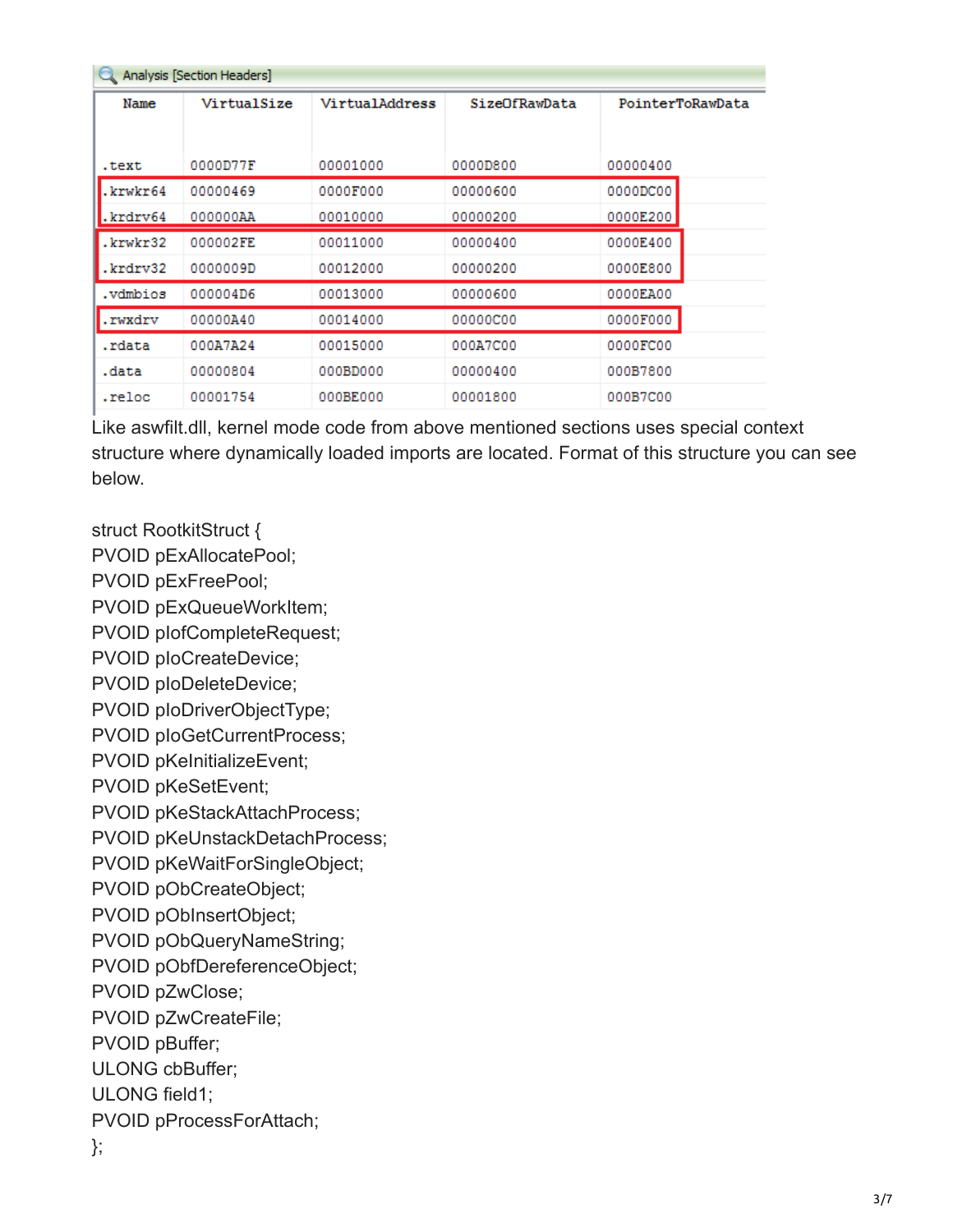Analysis [Section Headers]

| Name | VirtualSize | VirtualAddress | SizeOfRawData | PointerToRawData |
|---|---|---|---|---|
| .text | 0000D77F | 00001000 | 0000D800 | 00000400 |
| .krwkr64 | 00000469 | 0000F000 | 00000600 | 0000DC00 |
| .krdrv64 | 000000AA | 00010000 | 00000200 | 0000E200 |
| .krwkr32 | 000002FE | 00011000 | 00000400 | 0000E400 |
| .krdrv32 | 0000009D | 00012000 | 00000200 | 0000E800 |
| .vdmbios | 000004D6 | 00013000 | 00000600 | 0000EA00 |
| .rwxdrv | 00000A40 | 00014000 | 00000C00 | 0000F000 |
| .rdata | 000A7A24 | 00015000 | 000A7C00 | 0000FC00 |
| .data | 00000804 | 000BD000 | 00000400 | 000B7800 |
| .reloc | 00001754 | 000BE000 | 00001800 | 000B7C00 |

Like aswfilt.dll, kernel mode code from above mentioned sections uses special context structure where dynamically loaded imports are located. Format of this structure you can see below.

```
struct RootkitStruct {
PVOID pExAllocatePool;
PVOID pExFreePool;
PVOID pExQueueWorkItem;
PVOID pIofCompleteRequest;
PVOID pIoCreateDevice;
PVOID pIoDeleteDevice;
PVOID pIoDriverObjectType;
PVOID pIoGetCurrentProcess;
PVOID pKeInitializeEvent;
PVOID pKeSetEvent;
PVOID pKeStackAttachProcess;
PVOID pKeUnstackDetachProcess;
PVOID pKeWaitForSingleObject;
PVOID pObCreateObject;
PVOID pObInsertObject;
PVOID pObQueryNameString;
PVOID pObfDereferenceObject;
PVOID pZwClose;
PVOID pZwCreateFile;
PVOID pBuffer;
ULONG cbBuffer;
ULONG field1;
PVOID pProcessForAttach;
};
```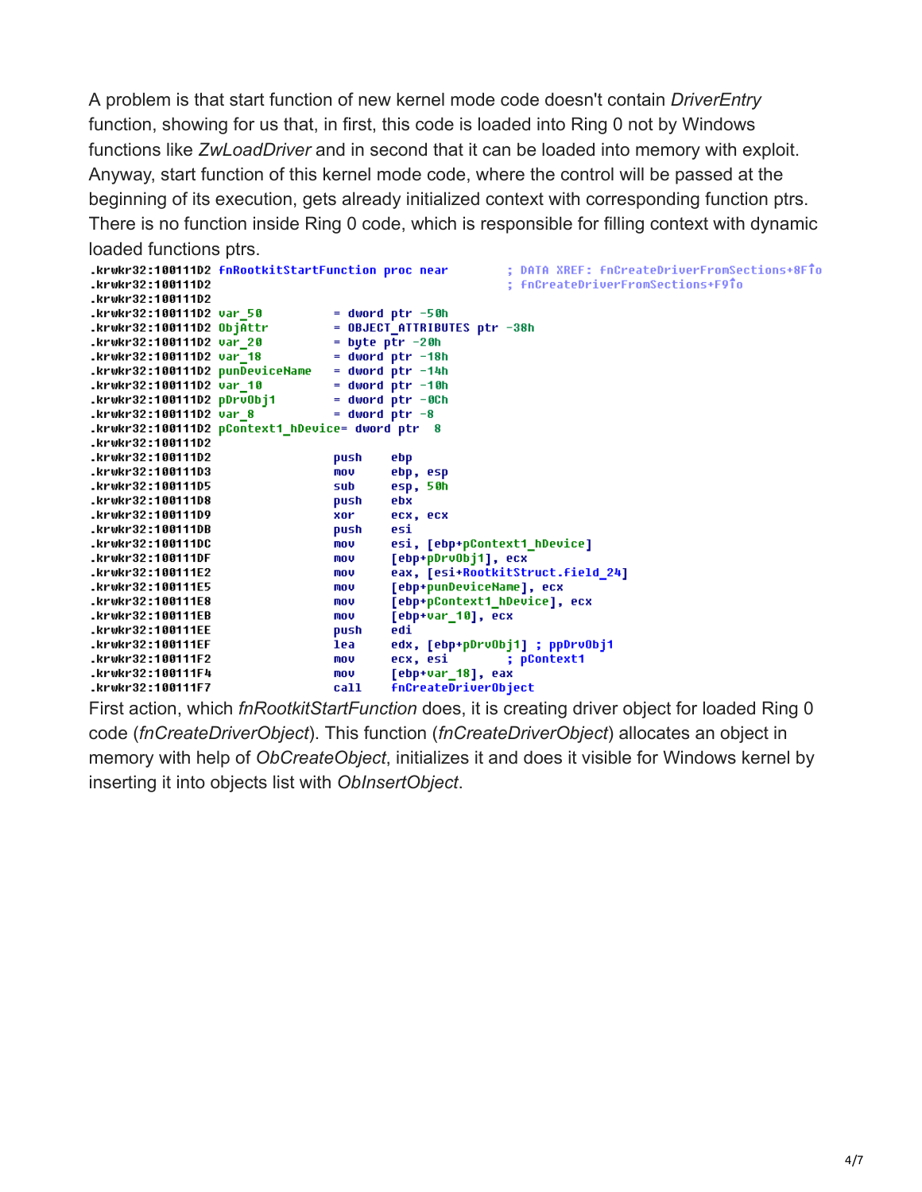A problem is that start function of new kernel mode code doesn't contain *DriverEntry* function, showing for us that, in first, this code is loaded into Ring 0 not by Windows functions like *ZwLoadDriver* and in second that it can be loaded into memory with exploit. Anyway, start function of this kernel mode code, where the control will be passed at the beginning of its execution, gets already initialized context with corresponding function ptrs. There is no function inside Ring 0 code, which is responsible for filling context with dynamic loaded functions ptrs.

```
.krwkr32:100111D2 fnRootkitStartFunction proc near        ; DATA XREF: fnCreateDriverFromSections+8F↑o
.krwkr32:100111D2                                         ; fnCreateDriverFromSections+F9↑o
.krwkr32:100111D2
.krwkr32:100111D2 var_50          = dword ptr -50h
.krwkr32:100111D2 ObjAttr         = OBJECT_ATTRIBUTES ptr -38h
.krwkr32:100111D2 var_20          = byte ptr -20h
.krwkr32:100111D2 var_18          = dword ptr -18h
.krwkr32:100111D2 punDeviceName   = dword ptr -14h
.krwkr32:100111D2 var_10          = dword ptr -10h
.krwkr32:100111D2 pDrvObj1        = dword ptr -0Ch
.krwkr32:100111D2 var_8           = dword ptr -8
.krwkr32:100111D2 pContext1_hDevice= dword ptr  8
.krwkr32:100111D2
.krwkr32:100111D2                 push    ebp
.krwkr32:100111D3                 mov     ebp, esp
.krwkr32:100111D5                 sub     esp, 50h
.krwkr32:100111D8                 push    ebx
.krwkr32:100111D9                 xor     ecx, ecx
.krwkr32:100111DB                 push    esi
.krwkr32:100111DC                 mov     esi, [ebp+pContext1_hDevice]
.krwkr32:100111DF                 mov     [ebp+pDrvObj1], ecx
.krwkr32:100111E2                 mov     eax, [esi+RootkitStruct.field_24]
.krwkr32:100111E5                 mov     [ebp+punDeviceName], ecx
.krwkr32:100111E8                 mov     [ebp+pContext1_hDevice], ecx
.krwkr32:100111EB                 mov     [ebp+var_10], ecx
.krwkr32:100111EE                 push    edi
.krwkr32:100111EF                 lea     edx, [ebp+pDrvObj1] ; ppDrvObj1
.krwkr32:100111F2                 mov     ecx, esi        ; pContext1
.krwkr32:100111F4                 mov     [ebp+var_18], eax
.krwkr32:100111F7                 call    fnCreateDriverObject
```

First action, which *fnRootkitStartFunction* does, it is creating driver object for loaded Ring 0 code (*fnCreateDriverObject*). This function (*fnCreateDriverObject*) allocates an object in memory with help of *ObCreateObject*, initializes it and does visible for Windows kernel by inserting it into objects list with *ObInsertObject*.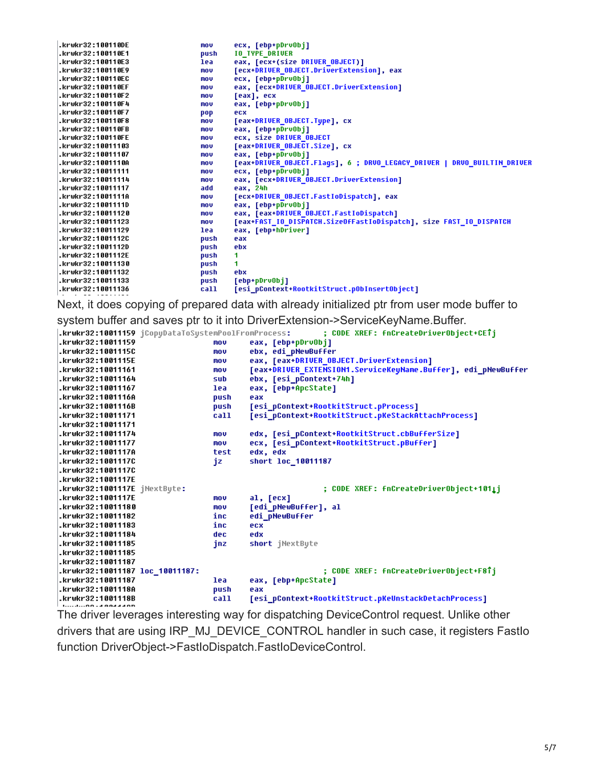```
.krwkr32:100110DE                 mov     ecx, [ebp+pDrvObj]
.krwkr32:100110E1                 push    IO_TYPE_DRIVER
.krwkr32:100110E3                 lea     eax, [ecx+(size DRIVER_OBJECT)]
.krwkr32:100110E9                 mov     [ecx+DRIVER_OBJECT.DriverExtension], eax
.krwkr32:100110EC                 mov     ecx, [ebp+pDrvObj]
.krwkr32:100110EF                 mov     eax, [ecx+DRIVER_OBJECT.DriverExtension]
.krwkr32:100110F2                 mov     [eax], ecx
.krwkr32:100110F4                 mov     eax, [ebp+pDrvObj]
.krwkr32:100110F7                 pop     ecx
.krwkr32:100110F8                 mov     [eax+DRIVER_OBJECT.Type], cx
.krwkr32:100110FB                 mov     eax, [ebp+pDrvObj]
.krwkr32:100110FE                 mov     ecx, size DRIVER_OBJECT
.krwkr32:10011103                 mov     [eax+DRIVER_OBJECT.Size], cx
.krwkr32:10011107                 mov     eax, [ebp+pDrvObj]
.krwkr32:1001110A                 mov     [eax+DRIVER_OBJECT.Flags], 6 ; DRVO_LEGACY_DRIVER | DRVO_BUILTIN_DRIVER
.krwkr32:10011111                 mov     ecx, [ebp+pDrvObj]
.krwkr32:10011114                 mov     eax, [ecx+DRIVER_OBJECT.DriverExtension]
.krwkr32:10011117                 add     eax, 24h
.krwkr32:1001111A                 mov     [ecx+DRIVER_OBJECT.FastIoDispatch], eax
.krwkr32:1001111D                 mov     eax, [ebp+pDrvObj]
.krwkr32:10011120                 mov     eax, [eax+DRIVER_OBJECT.FastIoDispatch]
.krwkr32:10011123                 mov     [eax+FAST_IO_DISPATCH.SizeOfFastIoDispatch], size FAST_IO_DISPATCH
.krwkr32:10011129                 lea     eax, [ebp+hDriver]
.krwkr32:1001112C                 push    eax
.krwkr32:1001112D                 push    ebx
.krwkr32:1001112E                 push    1
.krwkr32:10011130                 push    1
.krwkr32:10011132                 push    ebx
.krwkr32:10011133                 push    [ebp+pDrvObj]
.krwkr32:10011136                 call    [esi_pContext+RootkitStruct.pObInsertObject]
```

Next, it does copying of prepared data with already initialized ptr from user mode buffer to system buffer and saves ptr to it into DriverExtension->ServiceKeyName.Buffer.

```
.krwkr32:10011159 jCopyDataToSystemPoolFromProcess:       ; CODE XREF: fnCreateDriverObject+CE↑j
.krwkr32:10011159                 mov     eax, [ebp+pDrvObj]
.krwkr32:1001115C                 mov     ebx, edi_pNewBuffer
.krwkr32:1001115E                 mov     eax, [eax+DRIVER_OBJECT.DriverExtension]
.krwkr32:10011161                 mov     [eax+DRIVER_EXTENSION1.ServiceKeyName.Buffer], edi_pNewBuffer
.krwkr32:10011164                 sub     ebx, [esi_pContext+74h]
.krwkr32:10011167                 lea     eax, [ebp+ApcState]
.krwkr32:1001116A                 push    eax
.krwkr32:1001116B                 push    [esi_pContext+RootkitStruct.pProcess]
.krwkr32:10011171                 call    [esi_pContext+RootkitStruct.pKeStackAttachProcess]
.krwkr32:10011171
.krwkr32:10011174                 mov     edx, [esi_pContext+RootkitStruct.cbBufferSize]
.krwkr32:10011177                 mov     ecx, [esi_pContext+RootkitStruct.pBuffer]
.krwkr32:1001117A                 test    edx, edx
.krwkr32:1001117C                 jz      short loc_10011187
.krwkr32:1001117C
.krwkr32:1001117E
.krwkr32:1001117E jNextByte:                              ; CODE XREF: fnCreateDriverObject+101↓j
.krwkr32:1001117E                 mov     al, [ecx]
.krwkr32:10011180                 mov     [edi_pNewBuffer], al
.krwkr32:10011182                 inc     edi_pNewBuffer
.krwkr32:10011183                 inc     ecx
.krwkr32:10011184                 dec     edx
.krwkr32:10011185                 jnz     short jNextByte
.krwkr32:10011185
.krwkr32:10011187
.krwkr32:10011187 loc_10011187:                           ; CODE XREF: fnCreateDriverObject+F8↑j
.krwkr32:10011187                 lea     eax, [ebp+ApcState]
.krwkr32:1001118A                 push    eax
.krwkr32:1001118B                 call    [esi_pContext+RootkitStruct.pKeUnstackDetachProcess]
```

The driver leverages interesting way for dispatching DeviceControl request. Unlike other drivers that are using IRP_MJ_DEVICE_CONTROL handler in such case, it registers FastIo function DriverObject->FastIoDispatch.FastIoDeviceControl.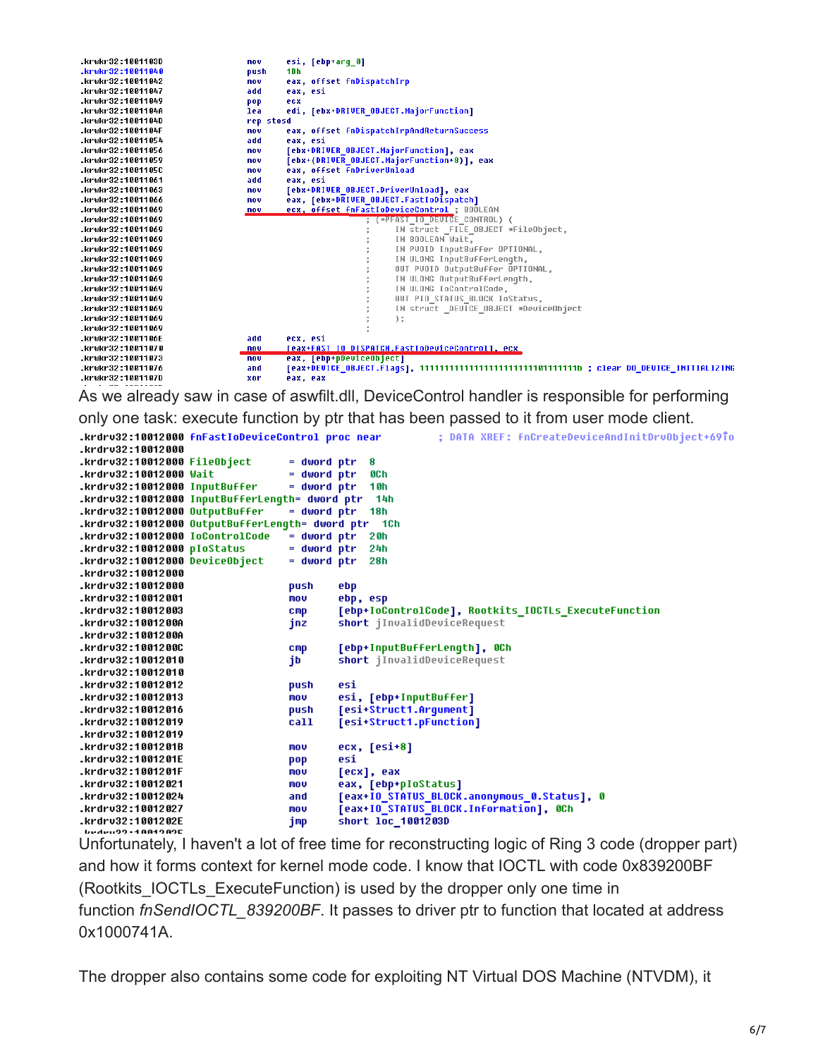```
.krwkr32:1001103D                 mov     esi, [ebp+arg_0]
.krwkr32:10011040                 push    10h
.krwkr32:10011042                 mov     eax, offset FnDispatchIrp
.krwkr32:10011047                 add     eax, esi
.krwkr32:10011049                 pop     ecx
.krwkr32:1001104A                 lea     edi, [ebx+DRIVER_OBJECT.MajorFunction]
.krwkr32:1001104D                 rep stosd
.krwkr32:1001104F                 mov     eax, offset FnDispatchIrpAndReturnSuccess
.krwkr32:10011054                 add     eax, esi
.krwkr32:10011056                 mov     [ebx+DRIVER_OBJECT.MajorFunction], eax
.krwkr32:10011059                 mov     [ebx+(DRIVER_OBJECT.MajorFunction+8)], eax
.krwkr32:1001105C                 mov     eax, offset FnDriverUnload
.krwkr32:10011061                 add     eax, esi
.krwkr32:10011063                 mov     [ebx+DRIVER_OBJECT.DriverUnload], eax
.krwkr32:10011066                 mov     eax, [ebx+DRIVER_OBJECT.FastIoDispatch]
.krwkr32:10011069                 mov     ecx, offset FnFastIoDeviceControl ; BOOLEAN
.krwkr32:10011069                                         ; (*PFAST_IO_DEVICE_CONTROL) (
.krwkr32:10011069                                         ;     IN struct _FILE_OBJECT *FileObject,
.krwkr32:10011069                                         ;     IN BOOLEAN Wait,
.krwkr32:10011069                                         ;     IN PVOID InputBuffer OPTIONAL,
.krwkr32:10011069                                         ;     IN ULONG InputBufferLength,
.krwkr32:10011069                                         ;     OUT PVOID OutputBuffer OPTIONAL,
.krwkr32:10011069                                         ;     IN ULONG OutputBufferLength,
.krwkr32:10011069                                         ;     IN ULONG IoControlCode,
.krwkr32:10011069                                         ;     OUT PIO_STATUS_BLOCK IoStatus,
.krwkr32:10011069                                         ;     IN struct _DEVICE_OBJECT *DeviceObject
.krwkr32:10011069                                         ;     );
.krwkr32:10011069                                         ;
.krwkr32:1001106E                 add     ecx, esi
.krwkr32:10011070                 mov     [eax+FAST_IO_DISPATCH.FastIoDeviceControl], ecx
.krwkr32:10011073                 mov     eax, [ebp+pDeviceObject]
.krwkr32:10011076                 and     [eax+DEVICE_OBJECT.Flags], 11111111111111111111111101111111b ; clear DO_DEVICE_INITIALIZING
.krwkr32:1001107D                 xor     eax, eax
```

As we already saw in case of aswfilt.dll, DeviceControl handler is responsible for performing only one task: execute function by ptr that has been passed to it from user mode client.

```
.krdrv32:10012000 fnFastIoDeviceControl proc near         ; DATA XREF: fnCreateDeviceAndInitDrvObject+69↑o
.krdrv32:10012000
.krdrv32:10012000 FileObject      = dword ptr  8
.krdrv32:10012000 Wait            = dword ptr  0Ch
.krdrv32:10012000 InputBuffer     = dword ptr  10h
.krdrv32:10012000 InputBufferLength= dword ptr  14h
.krdrv32:10012000 OutputBuffer    = dword ptr  18h
.krdrv32:10012000 OutputBufferLength= dword ptr  1Ch
.krdrv32:10012000 IoControlCode   = dword ptr  20h
.krdrv32:10012000 pIoStatus       = dword ptr  24h
.krdrv32:10012000 DeviceObject    = dword ptr  28h
.krdrv32:10012000
.krdrv32:10012000                 push    ebp
.krdrv32:10012001                 mov     ebp, esp
.krdrv32:10012003                 cmp     [ebp+IoControlCode], Rootkits_IOCTLs_ExecuteFunction
.krdrv32:1001200A                 jnz     short jInvalidDeviceRequest
.krdrv32:1001200A
.krdrv32:1001200C                 cmp     [ebp+InputBufferLength], 0Ch
.krdrv32:10012010                 jb      short jInvalidDeviceRequest
.krdrv32:10012010
.krdrv32:10012012                 push    esi
.krdrv32:10012013                 mov     esi, [ebp+InputBuffer]
.krdrv32:10012016                 push    [esi+Struct1.Argument]
.krdrv32:10012019                 call    [esi+Struct1.pFunction]
.krdrv32:10012019
.krdrv32:1001201B                 mov     ecx, [esi+8]
.krdrv32:1001201E                 pop     esi
.krdrv32:1001201F                 mov     [ecx], eax
.krdrv32:10012021                 mov     eax, [ebp+pIoStatus]
.krdrv32:10012024                 and     [eax+IO_STATUS_BLOCK.anonymous_0.Status], 0
.krdrv32:10012027                 mov     [eax+IO_STATUS_BLOCK.Information], 0Ch
.krdrv32:1001202E                 jmp     short loc_1001203D
```

Unfortunately, I haven't a lot of free time for reconstructing logic of Ring 3 code (dropper part) and how it forms context for kernel mode code. I know that IOCTL with code 0x839200BF (Rootkits_IOCTLs_ExecuteFunction) is used by the dropper only one time in function *fnSendIOCTL_839200BF*. It passes to driver ptr to function that located at address 0x1000741A.

The dropper also contains some code for exploiting NT Virtual DOS Machine (NTVDM), it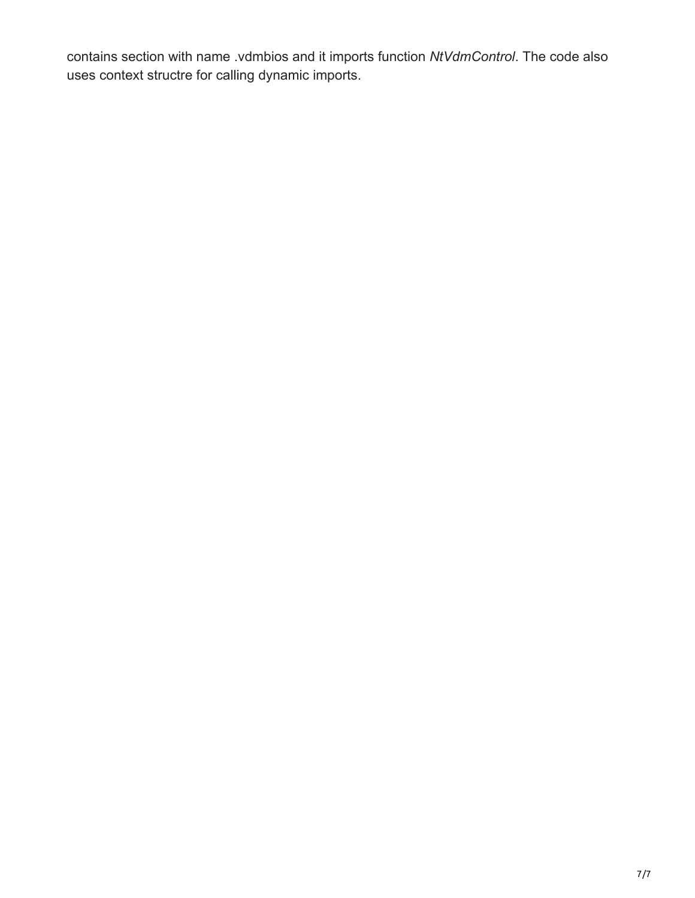contains section with name .vdmbios and it imports function *NtVdmControl*. The code also uses context structre for calling dynamic imports.